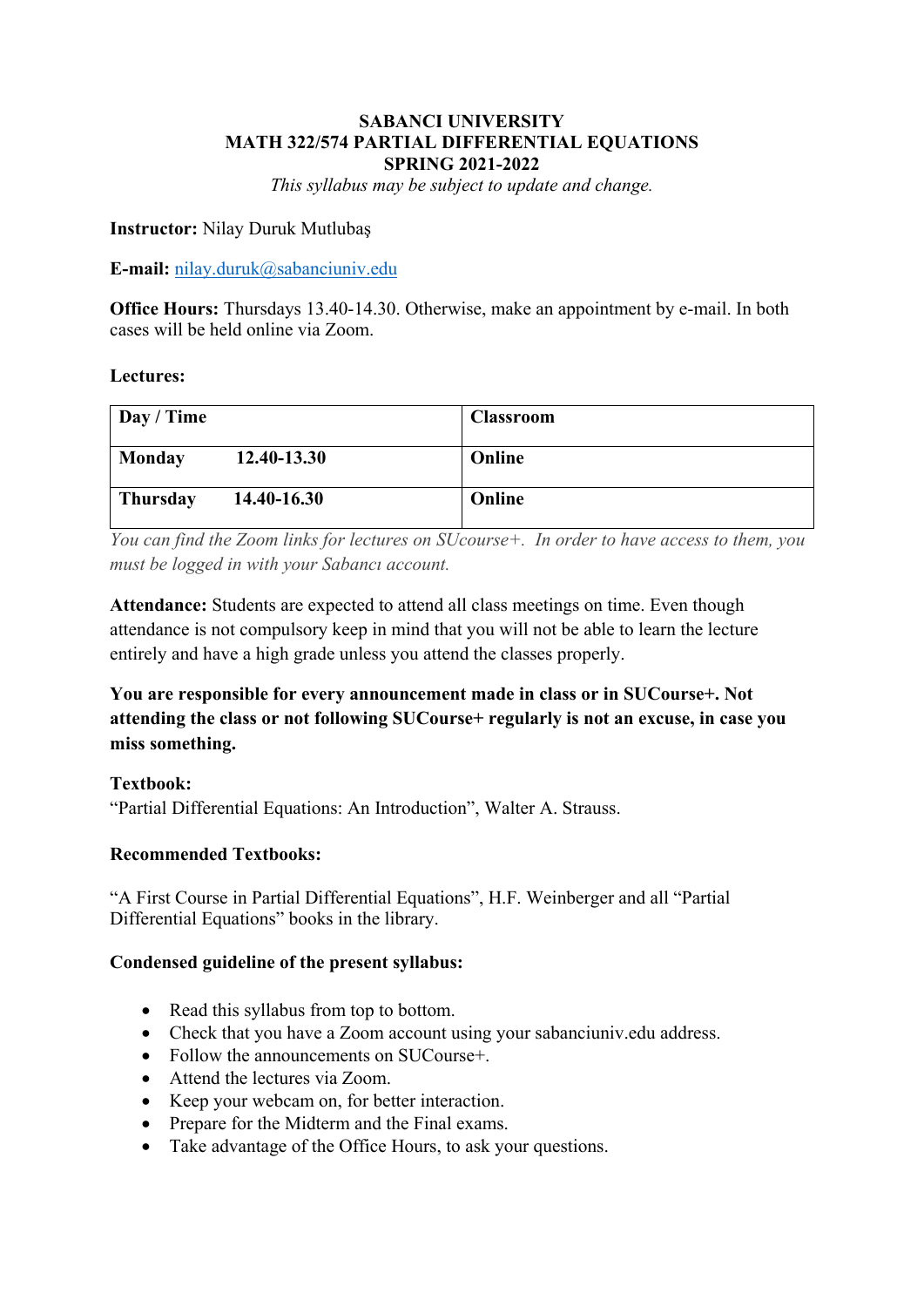# SABANCI UNIVERSITY
# MATH 322/574 PARTIAL DIFFERENTIAL EQUATIONS
# SPRING 2021-2022

*This syllabus may be subject to update and change.*

**Instructor:** Nilay Duruk Mutlubaş

**E-mail:** nilay.duruk@sabanciuniv.edu

**Office Hours:** Thursdays 13.40-14.30. Otherwise, make an appointment by e-mail. In both cases will be held online via Zoom.

**Lectures:**

| Day / Time | Classroom |
| --- | --- |
| **Monday 12.40-13.30** | **Online** |
| **Thursday 14.40-16.30** | **Online** |

*You can find the Zoom links for lectures on SUcourse+. In order to have access to them, you must be logged in with your Sabancı account.*

**Attendance:** Students are expected to attend all class meetings on time. Even though attendance is not compulsory keep in mind that you will not be able to learn the lecture entirely and have a high grade unless you attend the classes properly.

**You are responsible for every announcement made in class or in SUCourse+. Not attending the class or not following SUCourse+ regularly is not an excuse, in case you miss something.**

**Textbook:**
"Partial Differential Equations: An Introduction", Walter A. Strauss.

**Recommended Textbooks:**

"A First Course in Partial Differential Equations", H.F. Weinberger and all "Partial Differential Equations" books in the library.

**Condensed guideline of the present syllabus:**

- Read this syllabus from top to bottom.
- Check that you have a Zoom account using your sabanciuniv.edu address.
- Follow the announcements on SUCourse+.
- Attend the lectures via Zoom.
- Keep your webcam on, for better interaction.
- Prepare for the Midterm and the Final exams.
- Take advantage of the Office Hours, to ask your questions.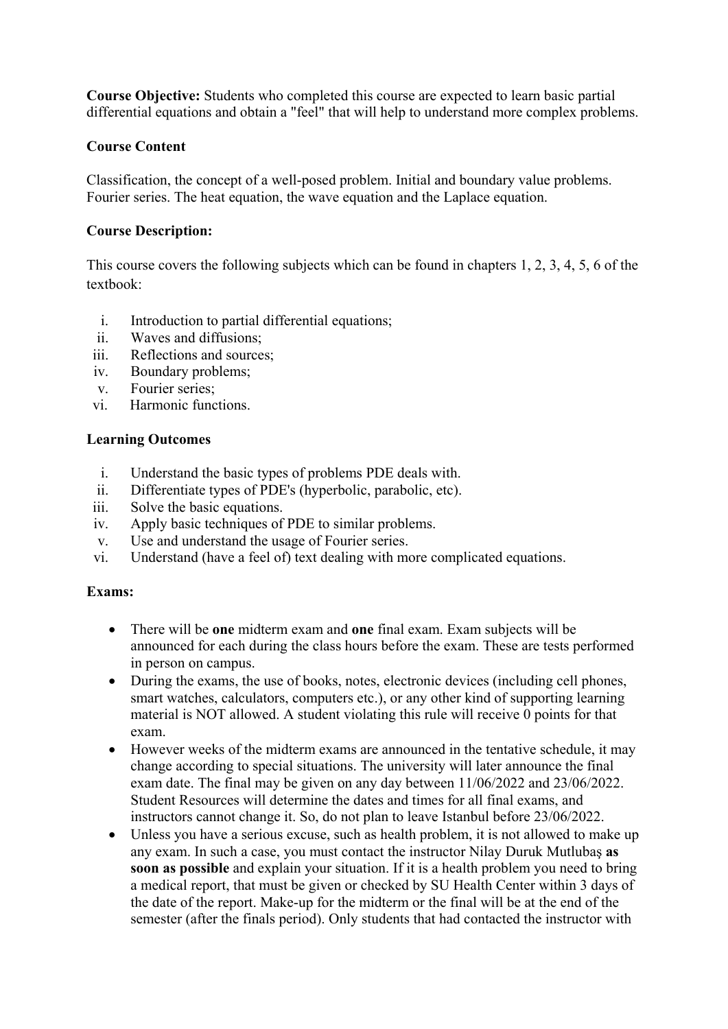**Course Objective:** Students who completed this course are expected to learn basic partial differential equations and obtain a "feel" that will help to understand more complex problems.

**Course Content**

Classification, the concept of a well-posed problem. Initial and boundary value problems. Fourier series. The heat equation, the wave equation and the Laplace equation.

**Course Description:**

This course covers the following subjects which can be found in chapters 1, 2, 3, 4, 5, 6 of the textbook:

i. Introduction to partial differential equations;
ii. Waves and diffusions;
iii. Reflections and sources;
iv. Boundary problems;
v. Fourier series;
vi. Harmonic functions.

**Learning Outcomes**

i. Understand the basic types of problems PDE deals with.
ii. Differentiate types of PDE's (hyperbolic, parabolic, etc).
iii. Solve the basic equations.
iv. Apply basic techniques of PDE to similar problems.
v. Use and understand the usage of Fourier series.
vi. Understand (have a feel of) text dealing with more complicated equations.

**Exams:**

- There will be **one** midterm exam and **one** final exam. Exam subjects will be announced for each during the class hours before the exam. These are tests performed in person on campus.
- During the exams, the use of books, notes, electronic devices (including cell phones, smart watches, calculators, computers etc.), or any other kind of supporting learning material is NOT allowed. A student violating this rule will receive 0 points for that exam.
- However weeks of the midterm exams are announced in the tentative schedule, it may change according to special situations. The university will later announce the final exam date. The final may be given on any day between 11/06/2022 and 23/06/2022. Student Resources will determine the dates and times for all final exams, and instructors cannot change it. So, do not plan to leave Istanbul before 23/06/2022.
- Unless you have a serious excuse, such as health problem, it is not allowed to make up any exam. In such a case, you must contact the instructor Nilay Duruk Mutlubaş **as soon as possible** and explain your situation. If it is a health problem you need to bring a medical report, that must be given or checked by SU Health Center within 3 days of the date of the report. Make-up for the midterm or the final will be at the end of the semester (after the finals period). Only students that had contacted the instructor with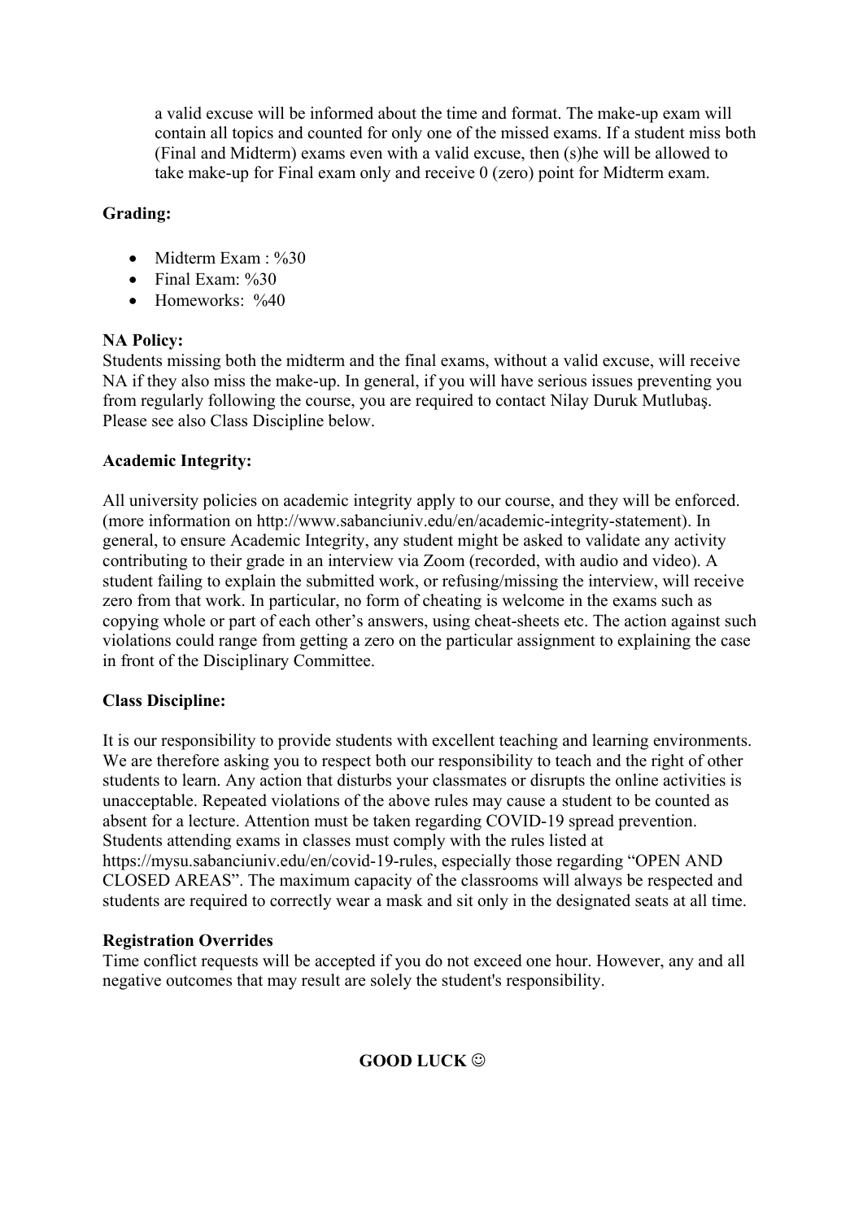a valid excuse will be informed about the time and format. The make-up exam will contain all topics and counted for only one of the missed exams. If a student miss both (Final and Midterm) exams even with a valid excuse, then (s)he will be allowed to take make-up for Final exam only and receive 0 (zero) point for Midterm exam.

**Grading:**

- Midterm Exam : %30
- Final Exam: %30
- Homeworks: %40

**NA Policy:**
Students missing both the midterm and the final exams, without a valid excuse, will receive NA if they also miss the make-up. In general, if you will have serious issues preventing you from regularly following the course, you are required to contact Nilay Duruk Mutlubaş. Please see also Class Discipline below.

**Academic Integrity:**

All university policies on academic integrity apply to our course, and they will be enforced. (more information on http://www.sabanciuniv.edu/en/academic-integrity-statement). In general, to ensure Academic Integrity, any student might be asked to validate any activity contributing to their grade in an interview via Zoom (recorded, with audio and video). A student failing to explain the submitted work, or refusing/missing the interview, will receive zero from that work. In particular, no form of cheating is welcome in the exams such as copying whole or part of each other's answers, using cheat-sheets etc. The action against such violations could range from getting a zero on the particular assignment to explaining the case in front of the Disciplinary Committee.

**Class Discipline:**

It is our responsibility to provide students with excellent teaching and learning environments. We are therefore asking you to respect both our responsibility to teach and the right of other students to learn. Any action that disturbs your classmates or disrupts the online activities is unacceptable. Repeated violations of the above rules may cause a student to be counted as absent for a lecture. Attention must be taken regarding COVID-19 spread prevention. Students attending exams in classes must comply with the rules listed at https://mysu.sabanciuniv.edu/en/covid-19-rules, especially those regarding "OPEN AND CLOSED AREAS". The maximum capacity of the classrooms will always be respected and students are required to correctly wear a mask and sit only in the designated seats at all time.

**Registration Overrides**
Time conflict requests will be accepted if you do not exceed one hour. However, any and all negative outcomes that may result are solely the student's responsibility.

**GOOD LUCK ☺**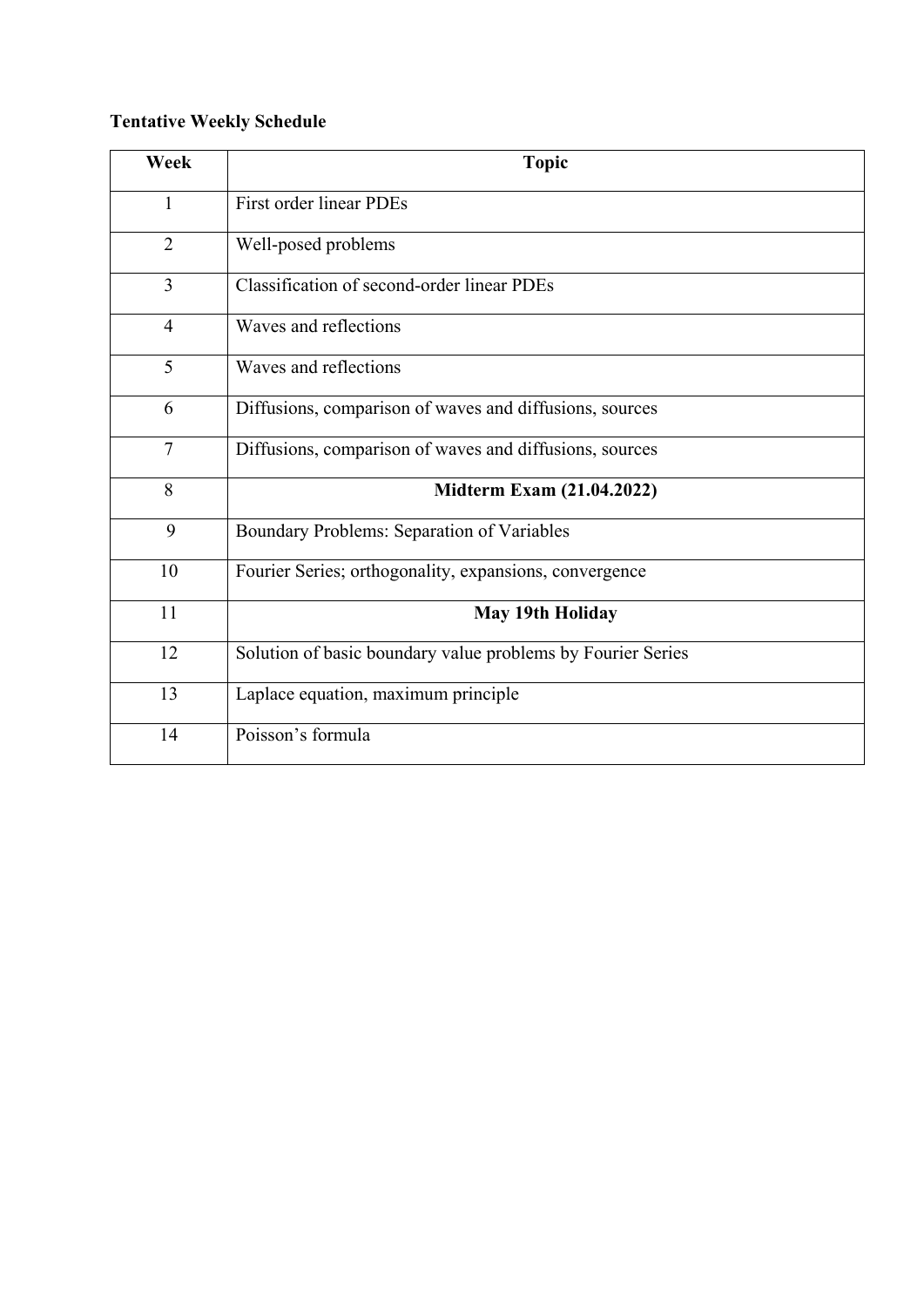**Tentative Weekly Schedule**

| Week | Topic |
|---|---|
| 1 | First order linear PDEs |
| 2 | Well-posed problems |
| 3 | Classification of second-order linear PDEs |
| 4 | Waves and reflections |
| 5 | Waves and reflections |
| 6 | Diffusions, comparison of waves and diffusions, sources |
| 7 | Diffusions, comparison of waves and diffusions, sources |
| 8 | **Midterm Exam (21.04.2022)** |
| 9 | Boundary Problems: Separation of Variables |
| 10 | Fourier Series; orthogonality, expansions, convergence |
| 11 | **May 19th Holiday** |
| 12 | Solution of basic boundary value problems by Fourier Series |
| 13 | Laplace equation, maximum principle |
| 14 | Poisson's formula |